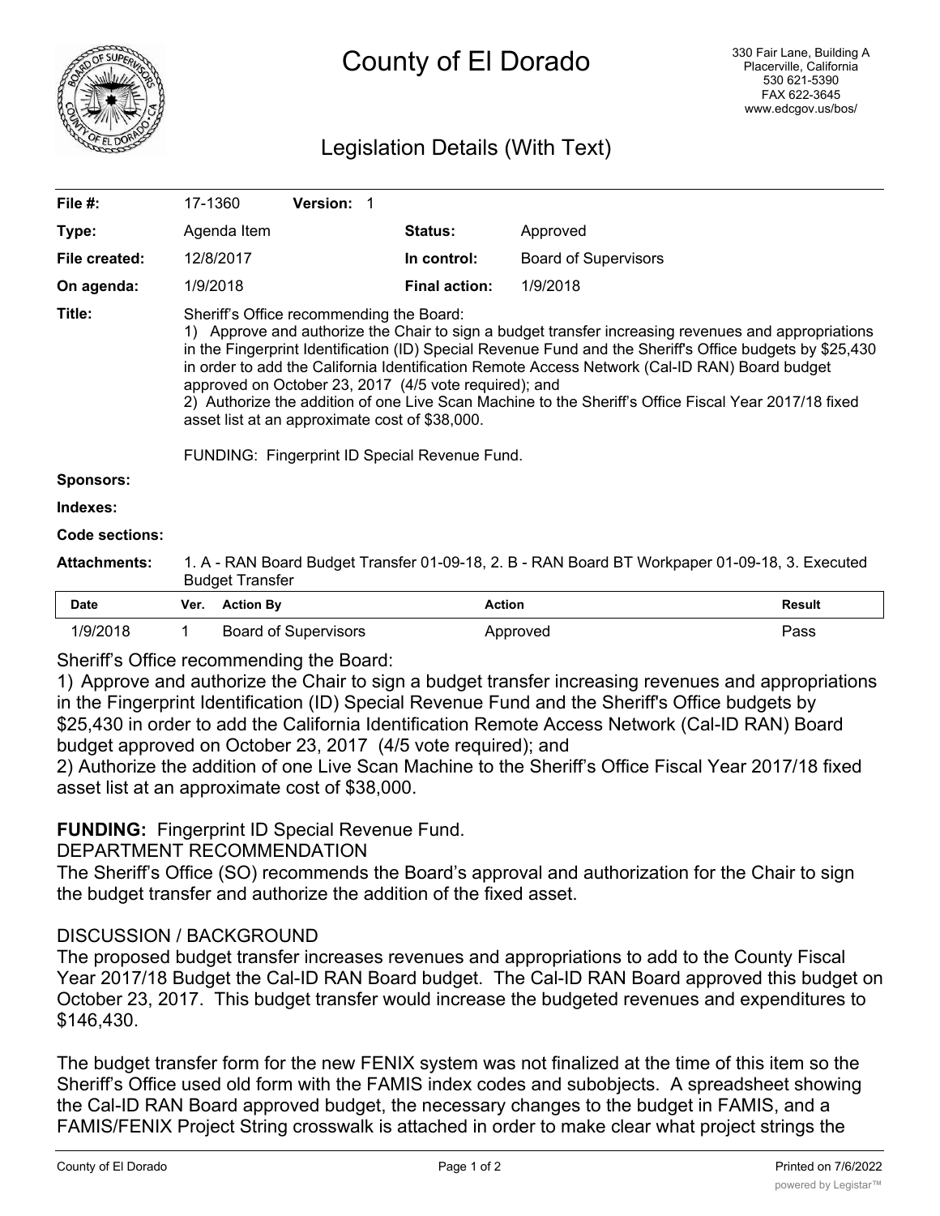# County of El Dorado

330 Fair Lane, Building A
Placerville, California
530 621-5390
FAX 622-3645
www.edcgov.us/bos/

## Legislation Details (With Text)

| | | | |
|---|---|---|---|
| **File #:** | 17-1360 **Version:** 1 | | |
| **Type:** | Agenda Item | **Status:** | Approved |
| **File created:** | 12/8/2017 | **In control:** | Board of Supervisors |
| **On agenda:** | 1/9/2018 | **Final action:** | 1/9/2018 |

**Title:** Sheriff's Office recommending the Board:
1) Approve and authorize the Chair to sign a budget transfer increasing revenues and appropriations in the Fingerprint Identification (ID) Special Revenue Fund and the Sheriff's Office budgets by $25,430 in order to add the California Identification Remote Access Network (Cal-ID RAN) Board budget approved on October 23, 2017 (4/5 vote required); and
2) Authorize the addition of one Live Scan Machine to the Sheriff's Office Fiscal Year 2017/18 fixed asset list at an approximate cost of $38,000.

FUNDING: Fingerprint ID Special Revenue Fund.

**Sponsors:**

**Indexes:**

**Code sections:**

**Attachments:** 1. A - RAN Board Budget Transfer 01-09-18, 2. B - RAN Board BT Workpaper 01-09-18, 3. Executed Budget Transfer

| Date | Ver. | Action By | Action | Result |
|---|---|---|---|---|
| 1/9/2018 | 1 | Board of Supervisors | Approved | Pass |

Sheriff's Office recommending the Board:
1) Approve and authorize the Chair to sign a budget transfer increasing revenues and appropriations in the Fingerprint Identification (ID) Special Revenue Fund and the Sheriff's Office budgets by $25,430 in order to add the California Identification Remote Access Network (Cal-ID RAN) Board budget approved on October 23, 2017 (4/5 vote required); and
2) Authorize the addition of one Live Scan Machine to the Sheriff's Office Fiscal Year 2017/18 fixed asset list at an approximate cost of $38,000.

**FUNDING:** Fingerprint ID Special Revenue Fund.

DEPARTMENT RECOMMENDATION

The Sheriff's Office (SO) recommends the Board's approval and authorization for the Chair to sign the budget transfer and authorize the addition of the fixed asset.

DISCUSSION / BACKGROUND

The proposed budget transfer increases revenues and appropriations to add to the County Fiscal Year 2017/18 Budget the Cal-ID RAN Board budget. The Cal-ID RAN Board approved this budget on October 23, 2017. This budget transfer would increase the budgeted revenues and expenditures to $146,430.

The budget transfer form for the new FENIX system was not finalized at the time of this item so the Sheriff's Office used old form with the FAMIS index codes and subobjects. A spreadsheet showing the Cal-ID RAN Board approved budget, the necessary changes to the budget in FAMIS, and a FAMIS/FENIX Project String crosswalk is attached in order to make clear what project strings the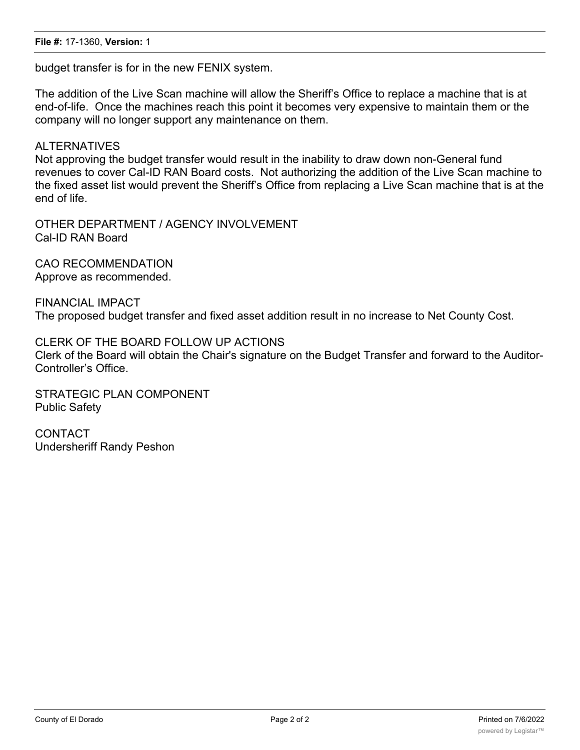budget transfer is for in the new FENIX system.

The addition of the Live Scan machine will allow the Sheriff's Office to replace a machine that is at end-of-life. Once the machines reach this point it becomes very expensive to maintain them or the company will no longer support any maintenance on them.

ALTERNATIVES

Not approving the budget transfer would result in the inability to draw down non-General fund revenues to cover Cal-ID RAN Board costs. Not authorizing the addition of the Live Scan machine to the fixed asset list would prevent the Sheriff's Office from replacing a Live Scan machine that is at the end of life.

OTHER DEPARTMENT / AGENCY INVOLVEMENT

Cal-ID RAN Board

CAO RECOMMENDATION

Approve as recommended.

FINANCIAL IMPACT

The proposed budget transfer and fixed asset addition result in no increase to Net County Cost.

CLERK OF THE BOARD FOLLOW UP ACTIONS

Clerk of the Board will obtain the Chair's signature on the Budget Transfer and forward to the Auditor-Controller's Office.

STRATEGIC PLAN COMPONENT

Public Safety

CONTACT

Undersheriff Randy Peshon